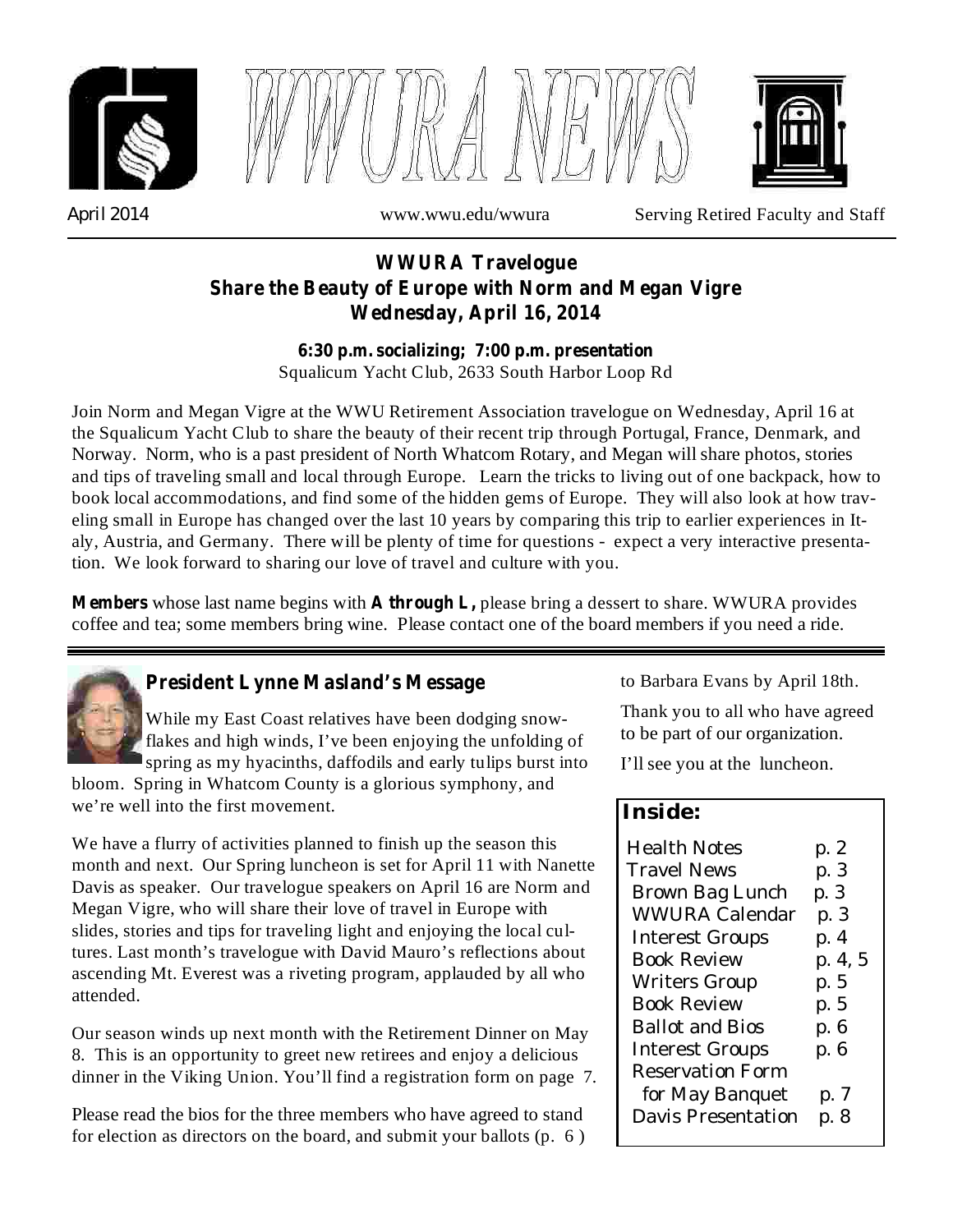# WWURA NEWS

April 2014 www.wwu.edu/wwura Serving Retired Faculty and Staff

## WWURA Travelogue
## Share the Beauty of Europe with Norm and Megan Vigre
## Wednesday, April 16, 2014

**6:30 p.m. socializing; 7:00 p.m. presentation**
Squalicum Yacht Club, 2633 South Harbor Loop Rd

Join Norm and Megan Vigre at the WWU Retirement Association travelogue on Wednesday, April 16 at the Squalicum Yacht Club to share the beauty of their recent trip through Portugal, France, Denmark, and Norway. Norm, who is a past president of North Whatcom Rotary, and Megan will share photos, stories and tips of traveling small and local through Europe. Learn the tricks to living out of one backpack, how to book local accommodations, and find some of the hidden gems of Europe. They will also look at how traveling small in Europe has changed over the last 10 years by comparing this trip to earlier experiences in Italy, Austria, and Germany. There will be plenty of time for questions - expect a very interactive presentation. We look forward to sharing our love of travel and culture with you.

**Members** whose last name begins with **A through L,** please bring a dessert to share. WWURA provides coffee and tea; some members bring wine. Please contact one of the board members if you need a ride.

---

## President Lynne Masland's Message

While my East Coast relatives have been dodging snowflakes and high winds, I've been enjoying the unfolding of spring as my hyacinths, daffodils and early tulips burst into bloom. Spring in Whatcom County is a glorious symphony, and we're well into the first movement.

We have a flurry of activities planned to finish up the season this month and next. Our Spring luncheon is set for April 11 with Nanette Davis as speaker. Our travelogue speakers on April 16 are Norm and Megan Vigre, who will share their love of travel in Europe with slides, stories and tips for traveling light and enjoying the local cultures. Last month's travelogue with David Mauro's reflections about ascending Mt. Everest was a riveting program, applauded by all who attended.

Our season winds up next month with the Retirement Dinner on May 8. This is an opportunity to greet new retirees and enjoy a delicious dinner in the Viking Union. You'll find a registration form on page 7.

Please read the bios for the three members who have agreed to stand for election as directors on the board, and submit your ballots (p. 6 ) to Barbara Evans by April 18th.

Thank you to all who have agreed to be part of our organization.

I'll see you at the luncheon.

**Inside:**

| | |
|---|---|
| Health Notes | p. 2 |
| Travel News | p. 3 |
| Brown Bag Lunch | p. 3 |
| WWURA Calendar | p. 3 |
| Interest Groups | p. 4 |
| Book Review | p. 4, 5 |
| Writers Group | p. 5 |
| Book Review | p. 5 |
| Ballot and Bios | p. 6 |
| Interest Groups | p. 6 |
| Reservation Form for May Banquet | p. 7 |
| Davis Presentation | p. 8 |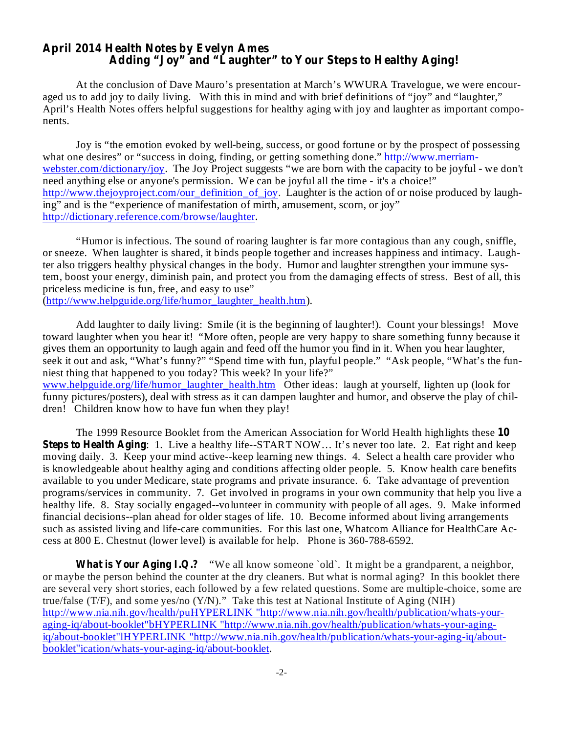## April 2014 Health Notes by Evelyn Ames

### Adding "Joy" and "Laughter" to Your Steps to Healthy Aging!

At the conclusion of Dave Mauro's presentation at March's WWURA Travelogue, we were encouraged us to add joy to daily living. With this in mind and with brief definitions of "joy" and "laughter," April's Health Notes offers helpful suggestions for healthy aging with joy and laughter as important components.

Joy is "the emotion evoked by well-being, success, or good fortune or by the prospect of possessing what one desires" or "success in doing, finding, or getting something done." http://www.merriam-webster.com/dictionary/joy. The Joy Project suggests "we are born with the capacity to be joyful - we don't need anything else or anyone's permission. We can be joyful all the time - it's a choice!" http://www.thejoyproject.com/our_definition_of_joy. Laughter is the action of or noise produced by laughing" and is the "experience of manifestation of mirth, amusement, scorn, or joy" http://dictionary.reference.com/browse/laughter.

"Humor is infectious. The sound of roaring laughter is far more contagious than any cough, sniffle, or sneeze. When laughter is shared, it binds people together and increases happiness and intimacy. Laughter also triggers healthy physical changes in the body. Humor and laughter strengthen your immune system, boost your energy, diminish pain, and protect you from the damaging effects of stress. Best of all, this priceless medicine is fun, free, and easy to use" (http://www.helpguide.org/life/humor_laughter_health.htm).

Add laughter to daily living: Smile (it is the beginning of laughter!). Count your blessings! Move toward laughter when you hear it! "More often, people are very happy to share something funny because it gives them an opportunity to laugh again and feed off the humor you find in it. When you hear laughter, seek it out and ask, "What's funny?" "Spend time with fun, playful people." "Ask people, "What's the funniest thing that happened to you today? This week? In your life?" www.helpguide.org/life/humor_laughter_health.htm Other ideas: laugh at yourself, lighten up (look for funny pictures/posters), deal with stress as it can dampen laughter and humor, and observe the play of children! Children know how to have fun when they play!

The 1999 Resource Booklet from the American Association for World Health highlights these **10 Steps to Health Aging**: 1. Live a healthy life--START NOW… It's never too late. 2. Eat right and keep moving daily. 3. Keep your mind active--keep learning new things. 4. Select a health care provider who is knowledgeable about healthy aging and conditions affecting older people. 5. Know health care benefits available to you under Medicare, state programs and private insurance. 6. Take advantage of prevention programs/services in community. 7. Get involved in programs in your own community that help you live a healthy life. 8. Stay socially engaged--volunteer in community with people of all ages. 9. Make informed financial decisions--plan ahead for older stages of life. 10. Become informed about living arrangements such as assisted living and life-care communities. For this last one, Whatcom Alliance for HealthCare Access at 800 E. Chestnut (lower level) is available for help. Phone is 360-788-6592.

**What is Your Aging I.Q.?** "We all know someone `old`. It might be a grandparent, a neighbor, or maybe the person behind the counter at the dry cleaners. But what is normal aging? In this booklet there are several very short stories, each followed by a few related questions. Some are multiple-choice, some are true/false (T/F), and some yes/no (Y/N)." Take this test at National Institute of Aging (NIH) http://www.nia.nih.gov/health/puHYPERLINK "http://www.nia.nih.gov/health/publication/whats-your-aging-iq/about-booklet"bHYPERLINK "http://www.nia.nih.gov/health/publication/whats-your-aging-iq/about-booklet"lHYPERLINK "http://www.nia.nih.gov/health/publication/whats-your-aging-iq/about-booklet"ication/whats-your-aging-iq/about-booklet.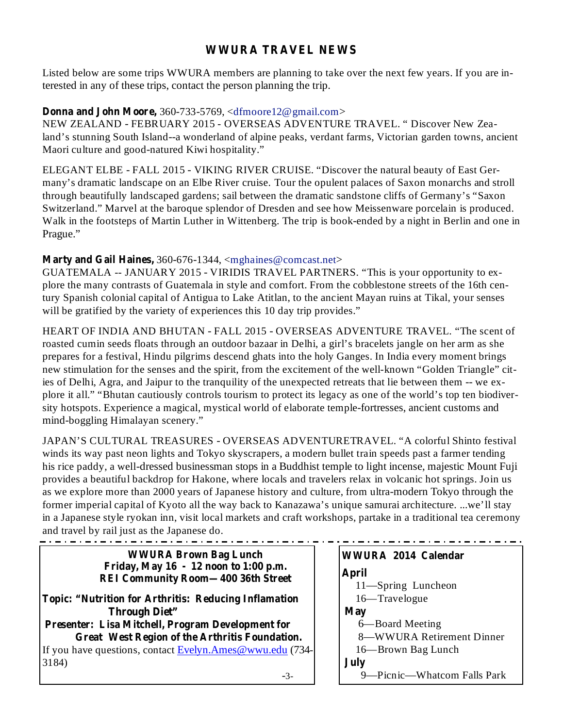## WWURA TRAVEL NEWS

Listed below are some trips WWURA members are planning to take over the next few years. If you are interested in any of these trips, contact the person planning the trip.

**Donna and John Moore,** 360-733-5769, <dfmoore12@gmail.com>
NEW ZEALAND - FEBRUARY 2015 - OVERSEAS ADVENTURE TRAVEL. " Discover New Zealand's stunning South Island--a wonderland of alpine peaks, verdant farms, Victorian garden towns, ancient Maori culture and good-natured Kiwi hospitality."

ELEGANT ELBE - FALL 2015 - VIKING RIVER CRUISE. "Discover the natural beauty of East Germany's dramatic landscape on an Elbe River cruise. Tour the opulent palaces of Saxon monarchs and stroll through beautifully landscaped gardens; sail between the dramatic sandstone cliffs of Germany's "Saxon Switzerland." Marvel at the baroque splendor of Dresden and see how Meissenware porcelain is produced. Walk in the footsteps of Martin Luther in Wittenberg. The trip is book-ended by a night in Berlin and one in Prague."

**Marty and Gail Haines,** 360-676-1344, <mghaines@comcast.net>
GUATEMALA -- JANUARY 2015 - VIRIDIS TRAVEL PARTNERS. "This is your opportunity to explore the many contrasts of Guatemala in style and comfort. From the cobblestone streets of the 16th century Spanish colonial capital of Antigua to Lake Atitlan, to the ancient Mayan ruins at Tikal, your senses will be gratified by the variety of experiences this 10 day trip provides."

HEART OF INDIA AND BHUTAN - FALL 2015 - OVERSEAS ADVENTURE TRAVEL. "The scent of roasted cumin seeds floats through an outdoor bazaar in Delhi, a girl's bracelets jangle on her arm as she prepares for a festival, Hindu pilgrims descend ghats into the holy Ganges. In India every moment brings new stimulation for the senses and the spirit, from the excitement of the well-known "Golden Triangle" cities of Delhi, Agra, and Jaipur to the tranquility of the unexpected retreats that lie between them -- we explore it all." "Bhutan cautiously controls tourism to protect its legacy as one of the world's top ten biodiversity hotspots. Experience a magical, mystical world of elaborate temple-fortresses, ancient customs and mind-boggling Himalayan scenery."

JAPAN'S CULTURAL TREASURES - OVERSEAS ADVENTURETRAVEL. "A colorful Shinto festival winds its way past neon lights and Tokyo skyscrapers, a modern bullet train speeds past a farmer tending his rice paddy, a well-dressed businessman stops in a Buddhist temple to light incense, majestic Mount Fuji provides a beautiful backdrop for Hakone, where locals and travelers relax in volcanic hot springs. Join us as we explore more than 2000 years of Japanese history and culture, from ultra-modern Tokyo through the former imperial capital of Kyoto all the way back to Kanazawa's unique samurai architecture. ...we'll stay in a Japanese style ryokan inn, visit local markets and craft workshops, partake in a traditional tea ceremony and travel by rail just as the Japanese do.

---

**WWURA Brown Bag Lunch**
**Friday, May 16 - 12 noon to 1:00 p.m.**
**REI Community Room—400 36th Street**

**Topic: "Nutrition for Arthritis: Reducing Inflamation Through Diet"**
**Presenter: Lisa Mitchell, Program Development for Great West Region of the Arthritis Foundation.**
If you have questions, contact Evelyn.Ames@wwu.edu (734-3184)

**WWURA 2014 Calendar**

**April**
- 11—Spring Luncheon
- 16—Travelogue

**May**
- 6—Board Meeting
- 8—WWURA Retirement Dinner
- 16—Brown Bag Lunch

**July**
- 9—Picnic—Whatcom Falls Park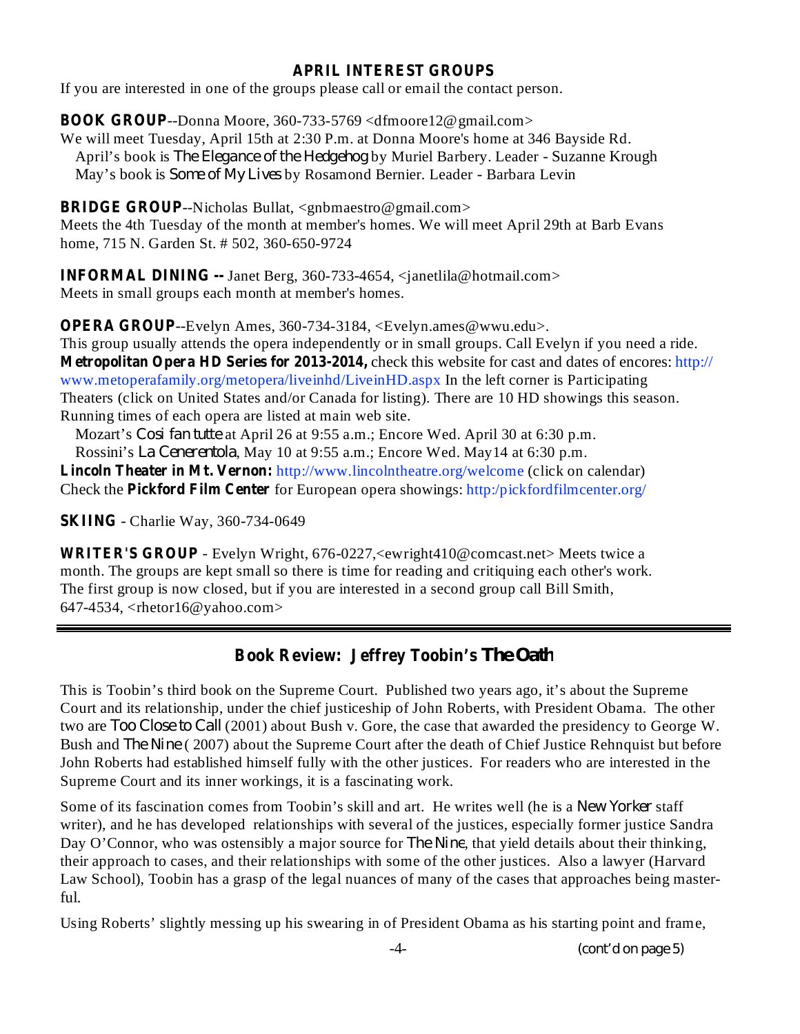## APRIL INTEREST GROUPS

If you are interested in one of the groups please call or email the contact person.

**BOOK GROUP**--Donna Moore, 360-733-5769 <dfmoore12@gmail.com>
We will meet Tuesday, April 15th at 2:30 P.m. at Donna Moore's home at 346 Bayside Rd.
April's book is *The Elegance of the Hedgehog* by Muriel Barbery. Leader - Suzanne Krough
May's book is *Some of My Lives* by Rosamond Bernier. Leader - Barbara Levin

**BRIDGE GROUP**--Nicholas Bullat, <gnbmaestro@gmail.com>
Meets the 4th Tuesday of the month at member's homes. We will meet April 29th at Barb Evans home, 715 N. Garden St. # 502, 360-650-9724

**INFORMAL DINING --** Janet Berg, 360-733-4654, <janetlila@hotmail.com>
Meets in small groups each month at member's homes.

**OPERA GROUP**--Evelyn Ames, 360-734-3184, <Evelyn.ames@wwu.edu>.
This group usually attends the opera independently or in small groups. Call Evelyn if you need a ride.
**Metropolitan Opera HD Series for 2013-2014,** check this website for cast and dates of encores: http://www.metoperafamily.org/metopera/liveinhd/LiveinHD.aspx In the left corner is Participating Theaters (click on United States and/or Canada for listing). There are 10 HD showings this season. Running times of each opera are listed at main web site.
Mozart's *Cosi fan tutte* at April 26 at 9:55 a.m.; Encore Wed. April 30 at 6:30 p.m.
Rossini's *La Cenerentola*, May 10 at 9:55 a.m.; Encore Wed. May14 at 6:30 p.m.
**Lincoln Theater in Mt. Vernon:** http://www.lincolntheatre.org/welcome (click on calendar)
Check the **Pickford Film Center** for European opera showings: http:/pickfordfilmcenter.org/

**SKIING** - Charlie Way, 360-734-0649

**WRITER'S GROUP** - Evelyn Wright, 676-0227,<ewright410@comcast.net> Meets twice a month. The groups are kept small so there is time for reading and critiquing each other's work. The first group is now closed, but if you are interested in a second group call Bill Smith, 647-4534, <rhetor16@yahoo.com>

---

## Book Review: Jeffrey Toobin's *The Oath*

This is Toobin's third book on the Supreme Court. Published two years ago, it's about the Supreme Court and its relationship, under the chief justiceship of John Roberts, with President Obama. The other two are *Too Close to Call* (2001) about Bush v. Gore, the case that awarded the presidency to George W. Bush and *The Nine* ( 2007) about the Supreme Court after the death of Chief Justice Rehnquist but before John Roberts had established himself fully with the other justices. For readers who are interested in the Supreme Court and its inner workings, it is a fascinating work.

Some of its fascination comes from Toobin's skill and art. He writes well (he is a *New Yorker* staff writer), and he has developed relationships with several of the justices, especially former justice Sandra Day O'Connor, who was ostensibly a major source for *The Nine*, that yield details about their thinking, their approach to cases, and their relationships with some of the other justices. Also a lawyer (Harvard Law School), Toobin has a grasp of the legal nuances of many of the cases that approaches being masterful.

Using Roberts' slightly messing up his swearing in of President Obama as his starting point and frame,

(cont'd on page 5)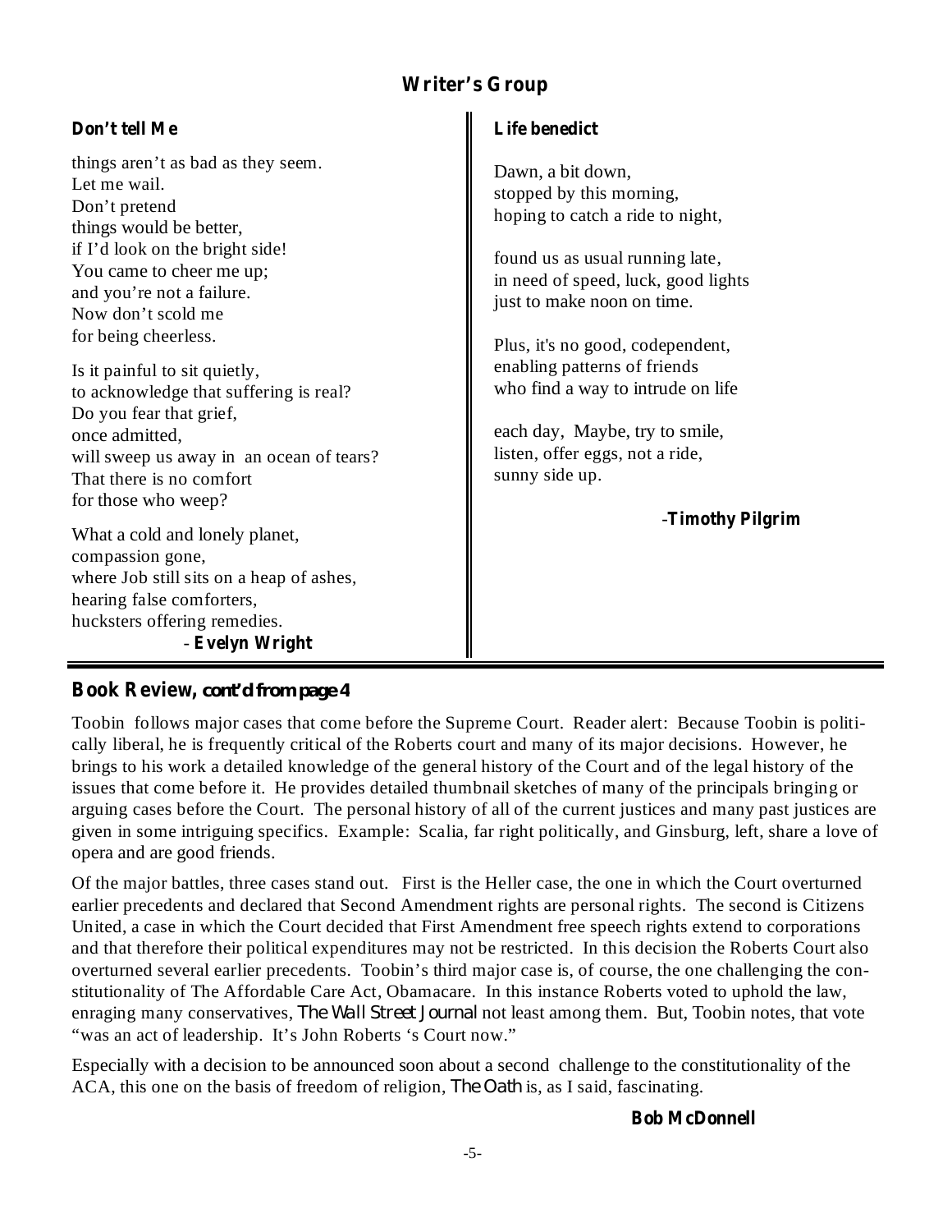## Writer's Group

### Don't tell Me

things aren't as bad as they seem.
Let me wail.
Don't pretend
things would be better,
if I'd look on the bright side!
You came to cheer me up;
and you're not a failure.
Now don't scold me
for being cheerless.

Is it painful to sit quietly,
to acknowledge that suffering is real?
Do you fear that grief,
once admitted,
will sweep us away in an ocean of tears?
That there is no comfort
for those who weep?

What a cold and lonely planet,
compassion gone,
where Job still sits on a heap of ashes,
hearing false comforters,
hucksters offering remedies.

- **Evelyn Wright**

### Life benedict

Dawn, a bit down,
stopped by this morning,
hoping to catch a ride to night,

found us as usual running late,
in need of speed, luck, good lights
just to make noon on time.

Plus, it's no good, codependent,
enabling patterns of friends
who find a way to intrude on life

each day, Maybe, try to smile,
listen, offer eggs, not a ride,
sunny side up.

-**Timothy Pilgrim**

---

## Book Review, *cont'd from page 4*

Toobin follows major cases that come before the Supreme Court. Reader alert: Because Toobin is politically liberal, he is frequently critical of the Roberts court and many of its major decisions. However, he brings to his work a detailed knowledge of the general history of the Court and of the legal history of the issues that come before it. He provides detailed thumbnail sketches of many of the principals bringing or arguing cases before the Court. The personal history of all of the current justices and many past justices are given in some intriguing specifics. Example: Scalia, far right politically, and Ginsburg, left, share a love of opera and are good friends.

Of the major battles, three cases stand out. First is the Heller case, the one in which the Court overturned earlier precedents and declared that Second Amendment rights are personal rights. The second is Citizens United, a case in which the Court decided that First Amendment free speech rights extend to corporations and that therefore their political expenditures may not be restricted. In this decision the Roberts Court also overturned several earlier precedents. Toobin's third major case is, of course, the one challenging the constitutionality of The Affordable Care Act, Obamacare. In this instance Roberts voted to uphold the law, enraging many conservatives, *The Wall Street Journal* not least among them. But, Toobin notes, that vote "was an act of leadership. It's John Roberts 's Court now."

Especially with a decision to be announced soon about a second challenge to the constitutionality of the ACA, this one on the basis of freedom of religion, *The Oath* is, as I said, fascinating.

**Bob McDonnell**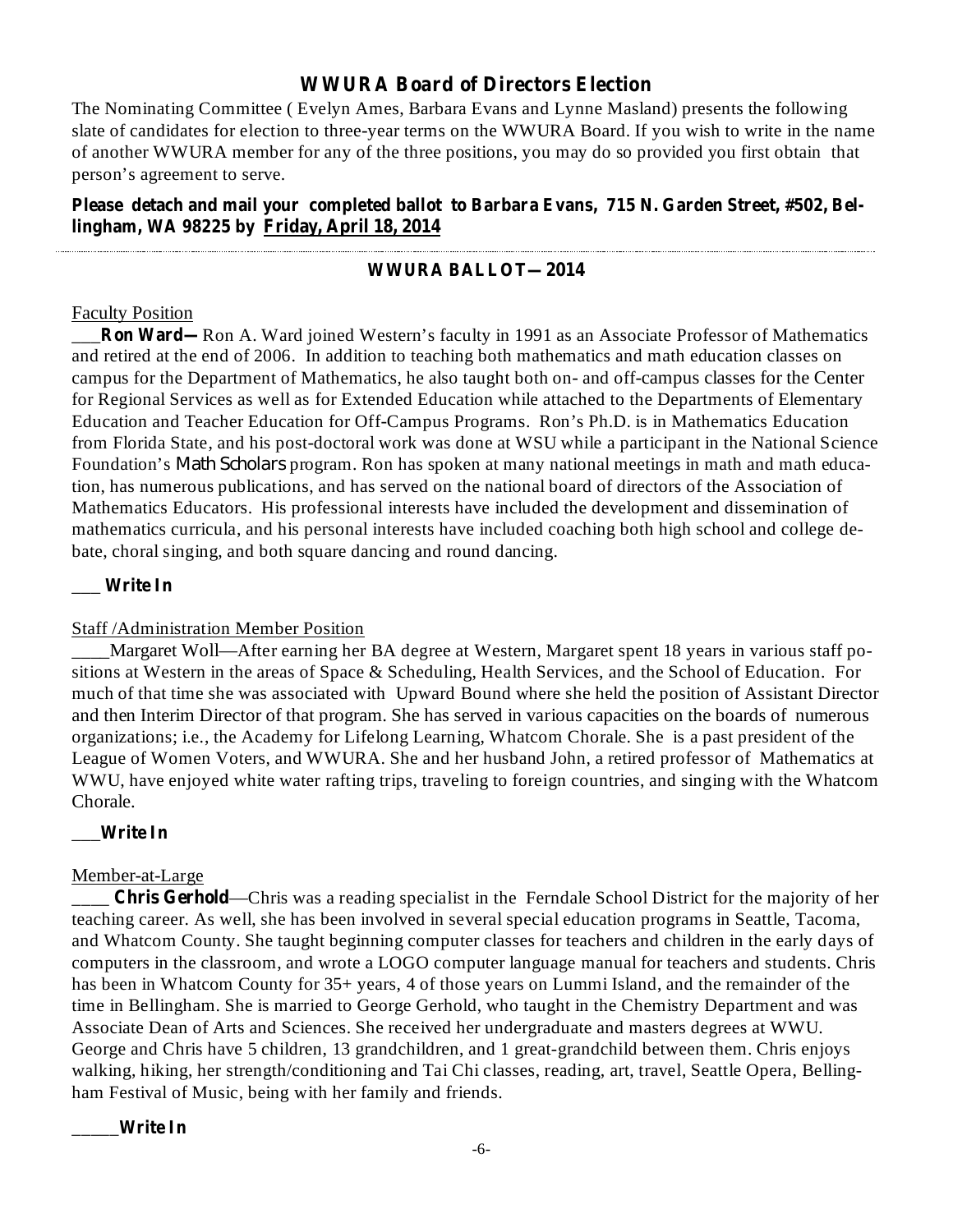## WWURA Board of Directors Election

The Nominating Committee ( Evelyn Ames, Barbara Evans and Lynne Masland) presents the following slate of candidates for election to three-year terms on the WWURA Board. If you wish to write in the name of another WWURA member for any of the three positions, you may do so provided you first obtain that person's agreement to serve.

**Please detach and mail your completed ballot to Barbara Evans, 715 N. Garden Street, #502, Bellingham, WA 98225 by Friday, April 18, 2014**

---

### WWURA BALLOT—2014

Faculty Position

___**Ron Ward—** Ron A. Ward joined Western's faculty in 1991 as an Associate Professor of Mathematics and retired at the end of 2006. In addition to teaching both mathematics and math education classes on campus for the Department of Mathematics, he also taught both on- and off-campus classes for the Center for Regional Services as well as for Extended Education while attached to the Departments of Elementary Education and Teacher Education for Off-Campus Programs. Ron's Ph.D. is in Mathematics Education from Florida State, and his post-doctoral work was done at WSU while a participant in the National Science Foundation's Math Scholars program. Ron has spoken at many national meetings in math and math education, has numerous publications, and has served on the national board of directors of the Association of Mathematics Educators. His professional interests have included the development and dissemination of mathematics curricula, and his personal interests have included coaching both high school and college debate, choral singing, and both square dancing and round dancing.

___ **Write In**

Staff /Administration Member Position

____Margaret Woll—After earning her BA degree at Western, Margaret spent 18 years in various staff positions at Western in the areas of Space & Scheduling, Health Services, and the School of Education. For much of that time she was associated with Upward Bound where she held the position of Assistant Director and then Interim Director of that program. She has served in various capacities on the boards of numerous organizations; i.e., the Academy for Lifelong Learning, Whatcom Chorale. She is a past president of the League of Women Voters, and WWURA. She and her husband John, a retired professor of Mathematics at WWU, have enjoyed white water rafting trips, traveling to foreign countries, and singing with the Whatcom Chorale.

___**Write In**

Member-at-Large

____ **Chris Gerhold**—Chris was a reading specialist in the Ferndale School District for the majority of her teaching career. As well, she has been involved in several special education programs in Seattle, Tacoma, and Whatcom County. She taught beginning computer classes for teachers and children in the early days of computers in the classroom, and wrote a LOGO computer language manual for teachers and students. Chris has been in Whatcom County for 35+ years, 4 of those years on Lummi Island, and the remainder of the time in Bellingham. She is married to George Gerhold, who taught in the Chemistry Department and was Associate Dean of Arts and Sciences. She received her undergraduate and masters degrees at WWU. George and Chris have 5 children, 13 grandchildren, and 1 great-grandchild between them. Chris enjoys walking, hiking, her strength/conditioning and Tai Chi classes, reading, art, travel, Seattle Opera, Bellingham Festival of Music, being with her family and friends.

_____**Write In**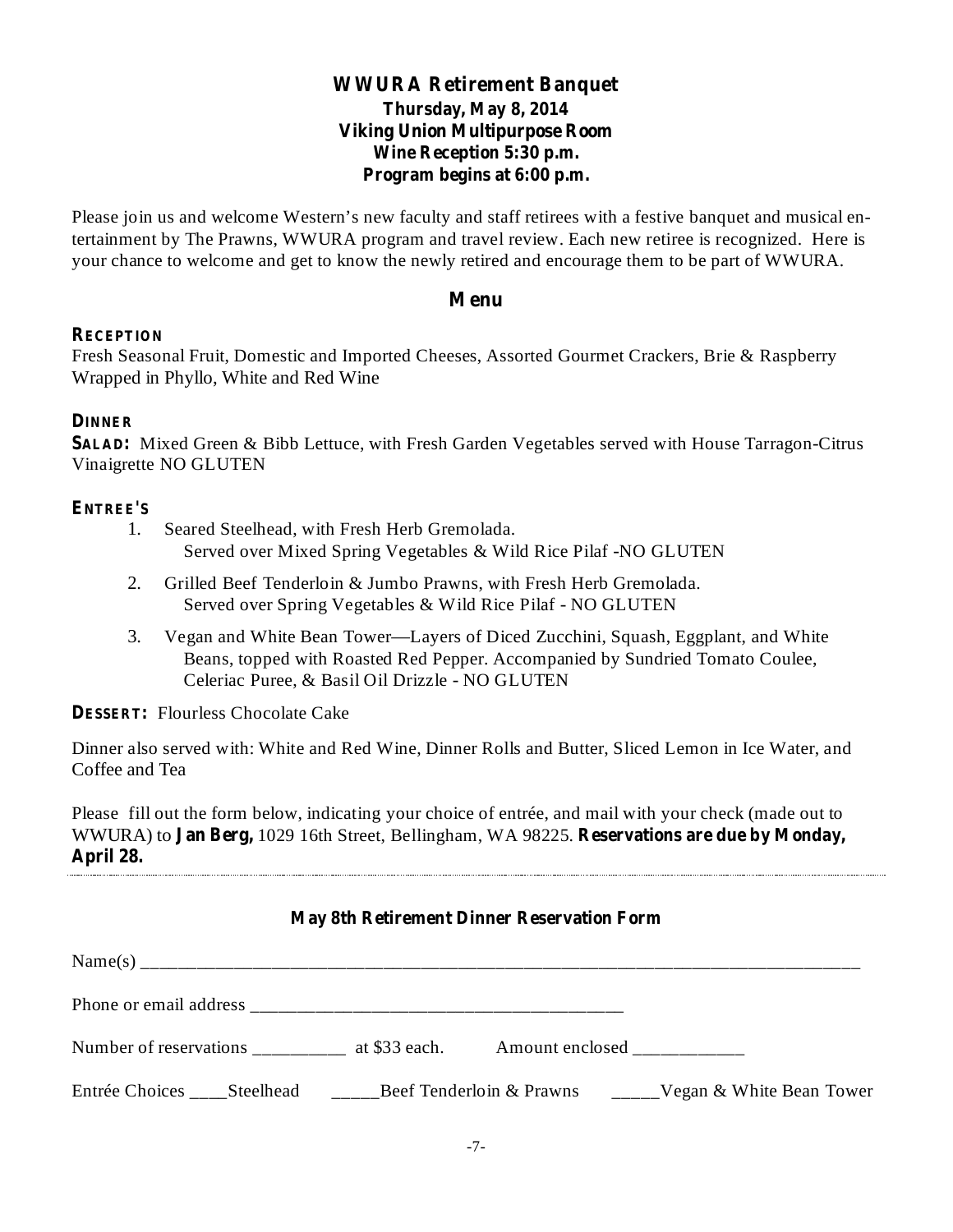## WWURA Retirement Banquet

**Thursday, May 8, 2014**
**Viking Union Multipurpose Room**
**Wine Reception 5:30 p.m.**
**Program begins at 6:00 p.m.**

Please join us and welcome Western's new faculty and staff retirees with a festive banquet and musical entertainment by The Prawns, WWURA program and travel review. Each new retiree is recognized. Here is your chance to welcome and get to know the newly retired and encourage them to be part of WWURA.

### Menu

**RECEPTION**

Fresh Seasonal Fruit, Domestic and Imported Cheeses, Assorted Gourmet Crackers, Brie & Raspberry Wrapped in Phyllo, White and Red Wine

**DINNER**

**SALAD:** Mixed Green & Bibb Lettuce, with Fresh Garden Vegetables served with House Tarragon-Citrus Vinaigrette NO GLUTEN

**ENTREE'S**

1. Seared Steelhead, with Fresh Herb Gremolada.
   Served over Mixed Spring Vegetables & Wild Rice Pilaf -NO GLUTEN
2. Grilled Beef Tenderloin & Jumbo Prawns, with Fresh Herb Gremolada.
   Served over Spring Vegetables & Wild Rice Pilaf - NO GLUTEN
3. Vegan and White Bean Tower—Layers of Diced Zucchini, Squash, Eggplant, and White Beans, topped with Roasted Red Pepper. Accompanied by Sundried Tomato Coulee, Celeriac Puree, & Basil Oil Drizzle - NO GLUTEN

**DESSERT:** Flourless Chocolate Cake

Dinner also served with: White and Red Wine, Dinner Rolls and Butter, Sliced Lemon in Ice Water, and Coffee and Tea

Please fill out the form below, indicating your choice of entrée, and mail with your check (made out to WWURA) to **Jan Berg,** 1029 16th Street, Bellingham, WA 98225. **Reservations are due by Monday, April 28.**

---

**May 8th Retirement Dinner Reservation Form**

Name(s) ________________________________________________________________________________

Phone or email address ________________________________________

Number of reservations __________ at $33 each. Amount enclosed ____________

Entrée Choices ____Steelhead _____Beef Tenderloin & Prawns _____Vegan & White Bean Tower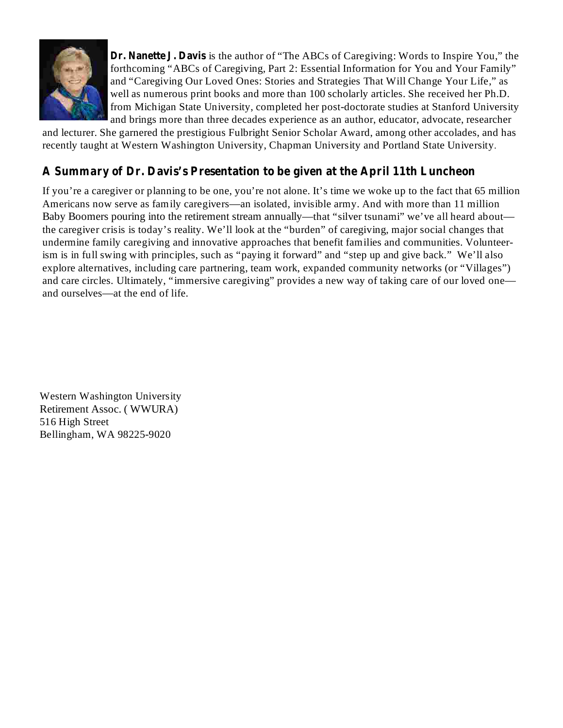**Dr. Nanette J. Davis** is the author of "The ABCs of Caregiving: Words to Inspire You," the forthcoming "ABCs of Caregiving, Part 2: Essential Information for You and Your Family" and "Caregiving Our Loved Ones: Stories and Strategies That Will Change Your Life," as well as numerous print books and more than 100 scholarly articles. She received her Ph.D. from Michigan State University, completed her post-doctorate studies at Stanford University and brings more than three decades experience as an author, educator, advocate, researcher and lecturer. She garnered the prestigious Fulbright Senior Scholar Award, among other accolades, and has recently taught at Western Washington University, Chapman University and Portland State University.

## A Summary of Dr. Davis's Presentation to be given at the April 11th Luncheon

If you're a caregiver or planning to be one, you're not alone. It's time we woke up to the fact that 65 million Americans now serve as family caregivers—an isolated, invisible army. And with more than 11 million Baby Boomers pouring into the retirement stream annually—that "silver tsunami" we've all heard about—the caregiver crisis is today's reality. We'll look at the "burden" of caregiving, major social changes that undermine family caregiving and innovative approaches that benefit families and communities. Volunteerism is in full swing with principles, such as "paying it forward" and "step up and give back." We'll also explore alternatives, including care partnering, team work, expanded community networks (or "Villages") and care circles. Ultimately, "immersive caregiving" provides a new way of taking care of our loved one—and ourselves—at the end of life.

Western Washington University
Retirement Assoc. ( WWURA)
516 High Street
Bellingham, WA 98225-9020